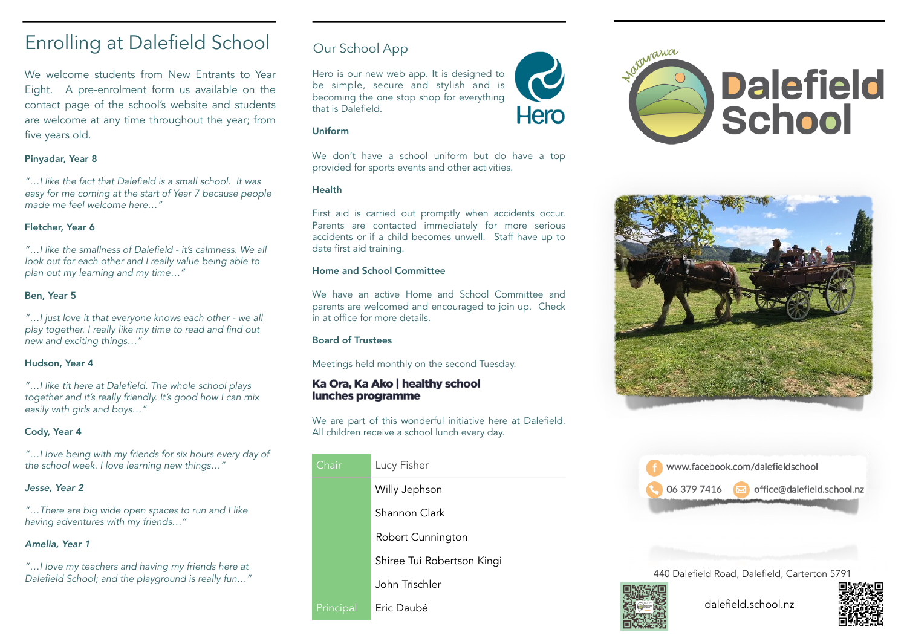# Enrolling at Dalefield School

We welcome students from New Entrants to Year Eight. A pre-enrolment form us available on the contact page of the school's website and students are welcome at any time throughout the year; from five years old.

**Pinyadar, Year 8**

*"…I like the fact that Dalefield is a small school. It was easy for me coming at the start of Year 7 because people made me feel welcome here…"*

**Fletcher, Year 6**

*"…I like the smallness of Dalefield - it's calmness. We all look out for each other and I really value being able to plan out my learning and my time…"*

**Ben, Year 5**

*"…I just love it that everyone knows each other - we all play together. I really like my time to read and find out new and exciting things…"*

**Hudson, Year 4**

*"…I like tit here at Dalefield. The whole school plays together and it's really friendly. It's good how I can mix easily with girls and boys…"*

**Cody, Year 4**

*"…I love being with my friends for six hours every day of the school week. I love learning new things…"*

***Jesse, Year 2***

*"…There are big wide open spaces to run and I like having adventures with my friends…"*

***Amelia, Year 1***

*"…I love my teachers and having my friends here at Dalefield School; and the playground is really fun…"*

## Our School App

Hero is our new web app. It is designed to be simple, secure and stylish and is becoming the one stop shop for everything that is Dalefield.

Hero

**Uniform**

We don't have a school uniform but do have a top provided for sports events and other activities.

**Health**

First aid is carried out promptly when accidents occur. Parents are contacted immediately for more serious accidents or if a child becomes unwell. Staff have up to date first aid training.

**Home and School Committee**

We have an active Home and School Committee and parents are welcomed and encouraged to join up. Check in at office for more details.

**Board of Trustees**

Meetings held monthly on the second Tuesday.

**Ka Ora, Ka Ako | healthy school lunches programme**

We are part of this wonderful initiative here at Dalefield. All children receive a school lunch every day.

| | |
|---|---|
| Chair | Lucy Fisher |
| | Willy Jephson |
| | Shannon Clark |
| | Robert Cunnington |
| | Shiree Tui Robertson Kingi |
| | John Trischler |
| Principal | Eric Daubé |

Matarawa

# Dalefield School

www.facebook.com/dalefieldschool

06 379 7416 office@dalefield.school.nz

440 Dalefield Road, Dalefield, Carterton 5791

dalefield.school.nz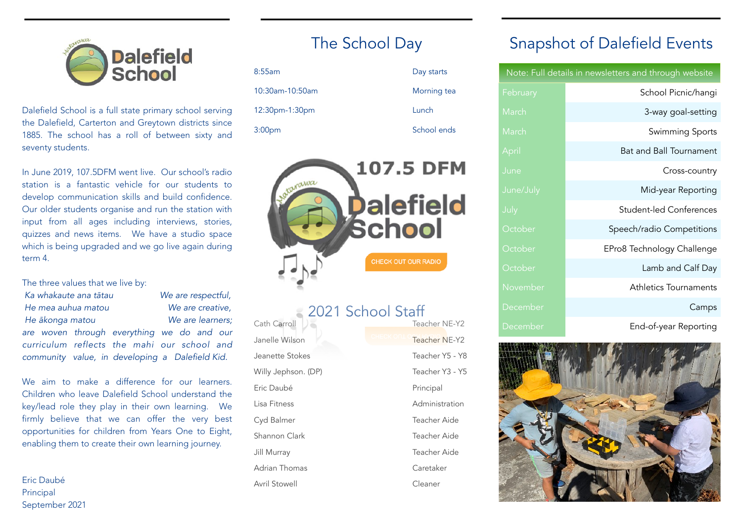Dalefield School

Dalefield School is a full state primary school serving the Dalefield, Carterton and Greytown districts since 1885. The school has a roll of between sixty and seventy students.

In June 2019, 107.5DFM went live. Our school's radio station is a fantastic vehicle for our students to develop communication skills and build confidence. Our older students organise and run the station with input from all ages including interviews, stories, quizzes and news items. We have a studio space which is being upgraded and we go live again during term 4.

The three values that we live by:

| | |
|---|---|
| *Ka whakaute ana tātau* | *We are respectful,* |
| *He mea auhua matou* | *We are creative,* |
| *He ākonga matou* | *We are learners;* |

*are woven through everything we do and our curriculum reflects the mahi our school and community value, in developing a Dalefield Kid.*

We aim to make a difference for our learners. Children who leave Dalefield School understand the key/lead role they play in their own learning. We firmly believe that we can offer the very best opportunities for children from Years One to Eight, enabling them to create their own learning journey.

Eric Daubé
Principal
September 2021

# The School Day

| | |
|---|---|
| 8:55am | Day starts |
| 10:30am-10:50am | Morning tea |
| 12:30pm-1:30pm | Lunch |
| 3:00pm | School ends |

107.5 DFM
Dalefield School
CHECK OUT OUR RADIO

## 2021 School Staff

| | |
|---|---|
| Cath Carroll | Teacher NE-Y2 |
| Janelle Wilson | Teacher NE-Y2 |
| Jeanette Stokes | Teacher Y5 - Y8 |
| Willy Jephson. (DP) | Teacher Y3 - Y5 |
| Eric Daubé | Principal |
| Lisa Fitness | Administration |
| Cyd Balmer | Teacher Aide |
| Shannon Clark | Teacher Aide |
| Jill Murray | Teacher Aide |
| Adrian Thomas | Caretaker |
| Avril Stowell | Cleaner |

# Snapshot of Dalefield Events

Note: Full details in newsletters and through website

| | |
|---|---|
| February | School Picnic/hangi |
| March | 3-way goal-setting |
| March | Swimming Sports |
| April | Bat and Ball Tournament |
| June | Cross-country |
| June/July | Mid-year Reporting |
| July | Student-led Conferences |
| October | Speech/radio Competitions |
| October | EPro8 Technology Challenge |
| October | Lamb and Calf Day |
| November | Athletics Tournaments |
| December | Camps |
| December | End-of-year Reporting |